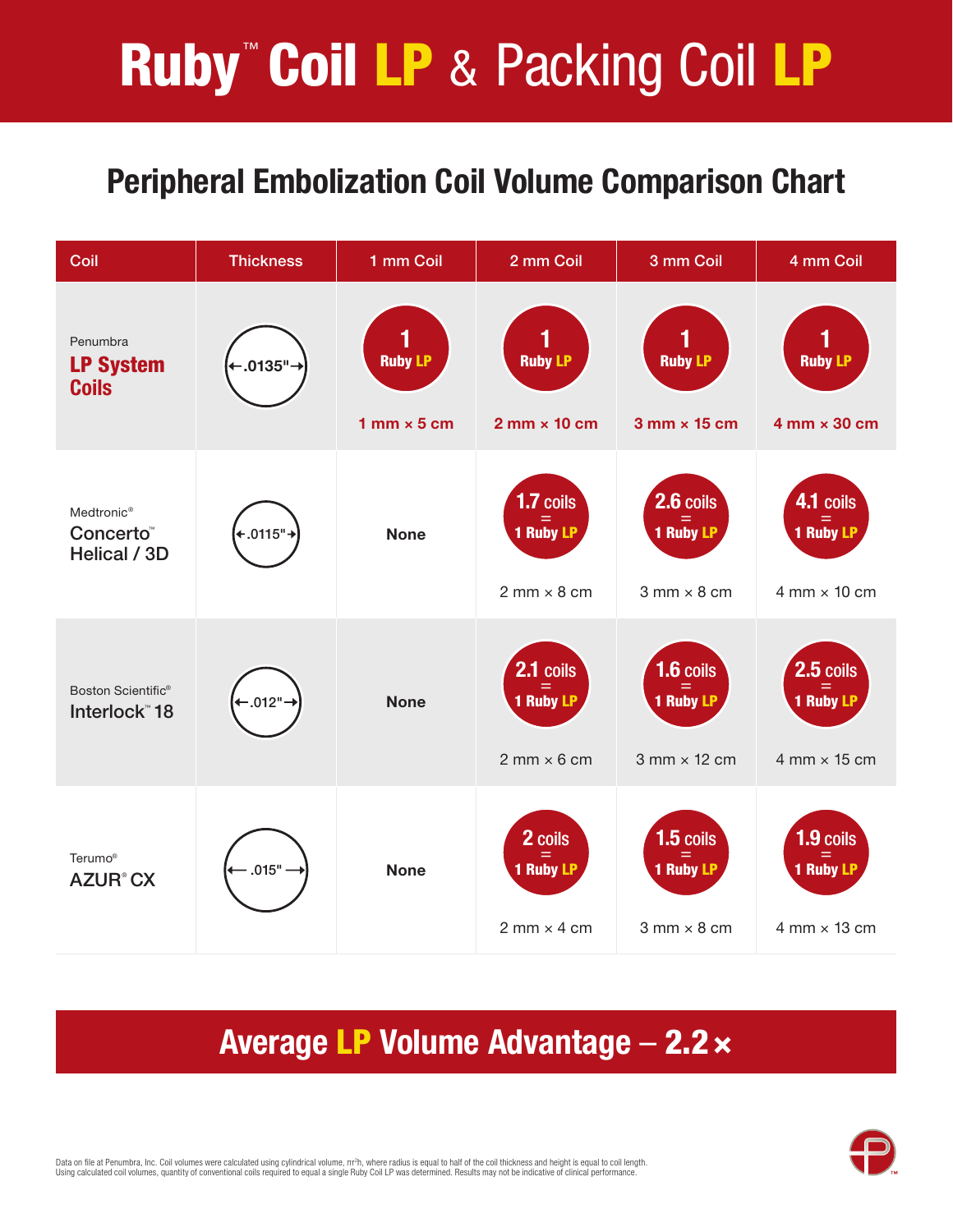# Ruby™ Coil LP & Packing Coil LP

## Peripheral Embolization Coil Volume Comparison Chart

| Coil | Thickness | 1 mm Coil | 2 mm Coil | 3 mm Coil | 4 mm Coil |
|---|---|---|---|---|---|
| Penumbra **LP System Coils** | .0135" | 1 Ruby LP<br>**1 mm × 5 cm** | 1 Ruby LP<br>**2 mm × 10 cm** | 1 Ruby LP<br>**3 mm × 15 cm** | 1 Ruby LP<br>**4 mm × 30 cm** |
| Medtronic® Concerto™ Helical / 3D | .0115" | None | 1.7 coils = 1 Ruby LP<br>2 mm × 8 cm | 2.6 coils = 1 Ruby LP<br>3 mm × 8 cm | 4.1 coils = 1 Ruby LP<br>4 mm × 10 cm |
| Boston Scientific® Interlock™ 18 | .012" | None | 2.1 coils = 1 Ruby LP<br>2 mm × 6 cm | 1.6 coils = 1 Ruby LP<br>3 mm × 12 cm | 2.5 coils = 1 Ruby LP<br>4 mm × 15 cm |
| Terumo® AZUR® CX | .015" | None | 2 coils = 1 Ruby LP<br>2 mm × 4 cm | 1.5 coils = 1 Ruby LP<br>3 mm × 8 cm | 1.9 coils = 1 Ruby LP<br>4 mm × 13 cm |

## Average LP Volume Advantage – 2.2×

Data on file at Penumbra, Inc. Coil volumes were calculated using cylindrical volume, $\pi r^2 h$, where radius is equal to half of the coil thickness and height is equal to coil length.
Using calculated coil volumes, quantity of conventional coils required to equal a single Ruby Coil LP was determined. Results may not be indicative of clinical performance.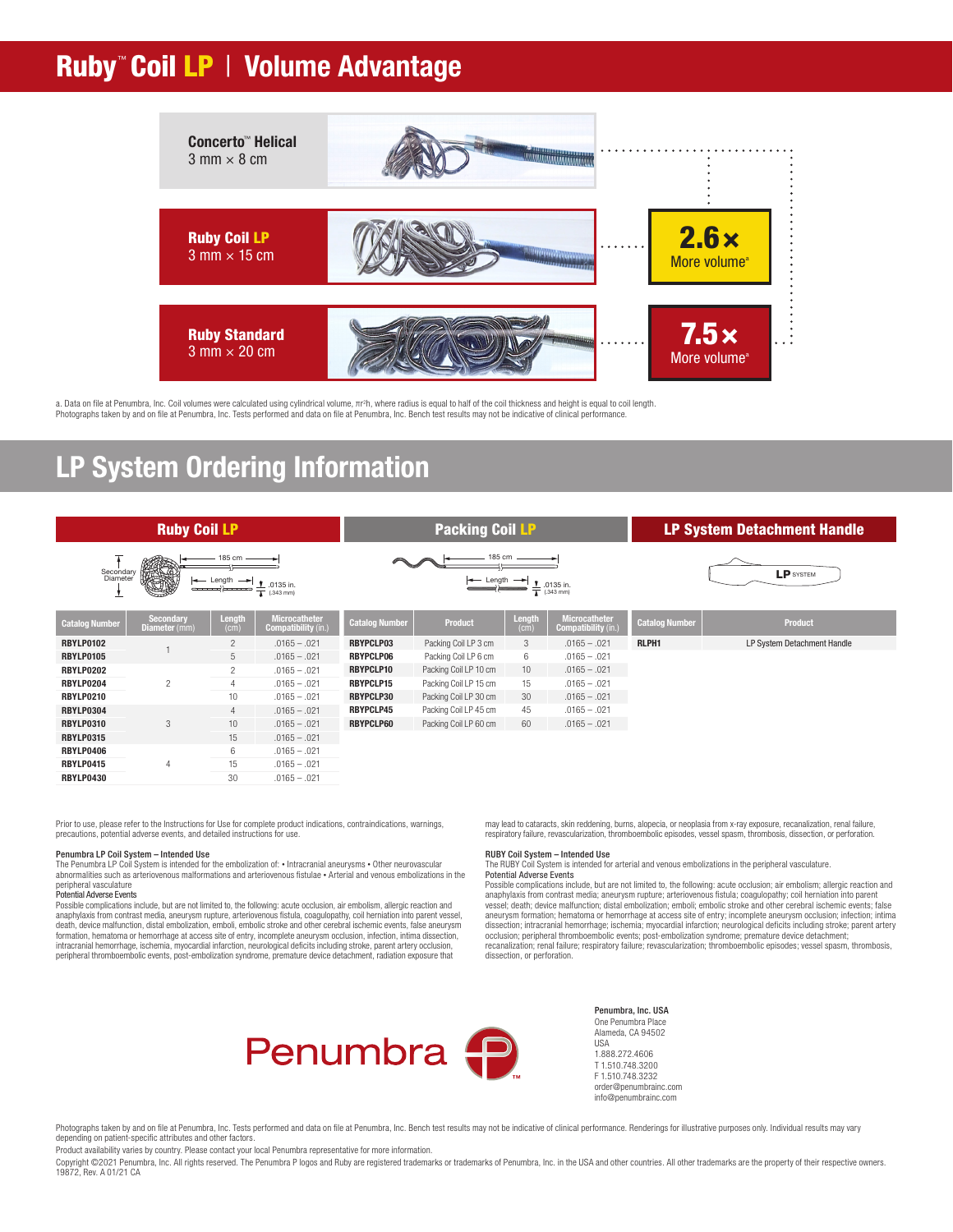# Ruby™ Coil LP | Volume Advantage

**Concerto™ Helical**
3 mm × 8 cm

**Ruby Coil LP**
3 mm × 15 cm

**2.6×**
More volume[a]

**Ruby Standard**
3 mm × 20 cm

**7.5×**
More volume[a]

a. Data on file at Penumbra, Inc. Coil volumes were calculated using cylindrical volume, $\pi r^2 h$, where radius is equal to half of the coil thickness and height is equal to coil length.
Photographs taken by and on file at Penumbra, Inc. Tests performed and data on file at Penumbra, Inc. Bench test results may not be indicative of clinical performance.

# LP System Ordering Information

## Ruby Coil LP

Secondary Diameter
185 cm
Length
.0135 in. (.343 mm)

| Catalog Number | Secondary Diameter (mm) | Length (cm) | Microcatheter Compatibility (in.) |
|---|---|---|---|
| RBYLP0102 | 1 | 2 | .0165 – .021 |
| RBYLP0105 | | 5 | .0165 – .021 |
| RBYLP0202 | 2 | 2 | .0165 – .021 |
| RBYLP0204 | | 4 | .0165 – .021 |
| RBYLP0210 | | 10 | .0165 – .021 |
| RBYLP0304 | 3 | 4 | .0165 – .021 |
| RBYLP0310 | | 10 | .0165 – .021 |
| RBYLP0315 | | 15 | .0165 – .021 |
| RBYLP0406 | 4 | 6 | .0165 – .021 |
| RBYLP0415 | | 15 | .0165 – .021 |
| RBYLP0430 | | 30 | .0165 – .021 |

## Packing Coil LP

185 cm
Length
.0135 in. (.343 mm)

| Catalog Number | Product | Length (cm) | Microcatheter Compatibility (in.) |
|---|---|---|---|
| RBYPCLP03 | Packing Coil LP 3 cm | 3 | .0165 – .021 |
| RBYPCLP06 | Packing Coil LP 6 cm | 6 | .0165 – .021 |
| RBYPCLP10 | Packing Coil LP 10 cm | 10 | .0165 – .021 |
| RBYPCLP15 | Packing Coil LP 15 cm | 15 | .0165 – .021 |
| RBYPCLP30 | Packing Coil LP 30 cm | 30 | .0165 – .021 |
| RBYPCLP45 | Packing Coil LP 45 cm | 45 | .0165 – .021 |
| RBYPCLP60 | Packing Coil LP 60 cm | 60 | .0165 – .021 |

## LP System Detachment Handle

LP SYSTEM

| Catalog Number | Product |
|---|---|
| RLPH1 | LP System Detachment Handle |

Prior to use, please refer to the Instructions for Use for complete product indications, contraindications, warnings, precautions, potential adverse events, and detailed instructions for use.

**Penumbra LP Coil System – Intended Use**
The Penumbra LP Coil System is intended for the embolization of: • Intracranial aneurysms • Other neurovascular abnormalities such as arteriovenous malformations and arteriovenous fistulae • Arterial and venous embolizations in the peripheral vasculature

**Potential Adverse Events**
Possible complications include, but are not limited to, the following: acute occlusion, air embolism, allergic reaction and anaphylaxis from contrast media, aneurysm rupture, arteriovenous fistula, coagulopathy, coil herniation into parent vessel, death, device malfunction, distal embolization, emboli, embolic stroke and other cerebral ischemic events, false aneurysm formation, hematoma or hemorrhage at access site of entry, incomplete aneurysm occlusion, infection, intima dissection, intracranial hemorrhage, ischemia, myocardial infarction, neurological deficits including stroke, parent artery occlusion, peripheral thromboembolic events, post-embolization syndrome, premature device detachment, radiation exposure that may lead to cataracts, skin reddening, burns, alopecia, or neoplasia from x-ray exposure, recanalization, renal failure, respiratory failure, revascularization, thromboembolic episodes, vessel spasm, thrombosis, dissection, or perforation.

**RUBY Coil System – Intended Use**
The RUBY Coil System is intended for arterial and venous embolizations in the peripheral vasculature.

**Potential Adverse Events**
Possible complications include, but are not limited to, the following: acute occlusion; air embolism; allergic reaction and anaphylaxis from contrast media; aneurysm rupture; arteriovenous fistula; coagulopathy; coil herniation into parent vessel; death; device malfunction; distal embolization; emboli; embolic stroke and other cerebral ischemic events; false aneurysm formation; hematoma or hemorrhage at access site of entry; incomplete aneurysm occlusion; infection; intima dissection; intracranial hemorrhage; ischemia; myocardial infarction; neurological deficits including stroke; parent artery occlusion; peripheral thromboembolic events; post-embolization syndrome; premature device detachment; recanalization; renal failure; respiratory failure; revascularization; thromboembolic episodes; vessel spasm, thrombosis, dissection, or perforation.

Penumbra™

**Penumbra, Inc. USA**
One Penumbra Place
Alameda, CA 94502
USA
1.888.272.4606
T 1.510.748.3200
F 1.510.748.3232
order@penumbrainc.com
info@penumbrainc.com

Photographs taken by and on file at Penumbra, Inc. Tests performed and data on file at Penumbra, Inc. Bench test results may not be indicative of clinical performance. Renderings for illustrative purposes only. Individual results may vary depending on patient-specific attributes and other factors.

Product availability varies by country. Please contact your local Penumbra representative for more information.

Copyright ©2021 Penumbra, Inc. All rights reserved. The Penumbra P logos and Ruby are registered trademarks or trademarks of Penumbra, Inc. in the USA and other countries. All other trademarks are the property of their respective owners. 19872, Rev. A 01/21 CA